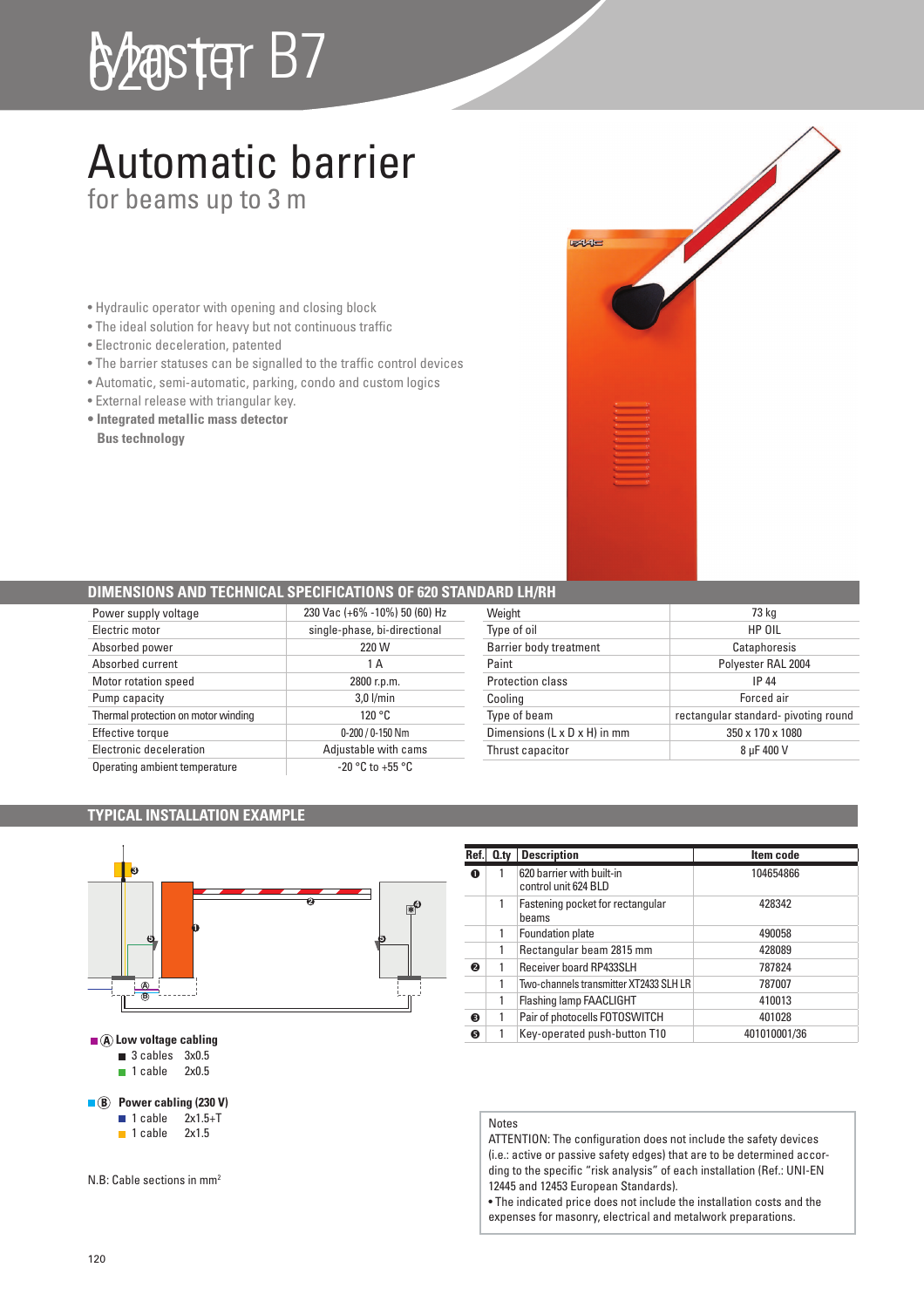# Master B7 620 H

## Automatic barrier

for beams up to 3 m

- Hydraulic operator with opening and closing block
- The ideal solution for heavy but not continuous traffic
- Electronic deceleration, patented
- The barrier statuses can be signalled to the traffic control devices
- Automatic, semi-automatic, parking, condo and custom logics
- External release with triangular key.
- **Integrated metallic mass detector**
  **Bus technology**

## DIMENSIONS AND TECHNICAL SPECIFICATIONS OF 620 STANDARD LH/RH

| | |
|---|---|
| Power supply voltage | 230 Vac (+6% -10%) 50 (60) Hz |
| Electric motor | single-phase, bi-directional |
| Absorbed power | 220 W |
| Absorbed current | 1 A |
| Motor rotation speed | 2800 r.p.m. |
| Pump capacity | 3,0 l/min |
| Thermal protection on motor winding | 120 °C |
| Effective torque | 0-200 / 0-150 Nm |
| Electronic deceleration | Adjustable with cams |
| Operating ambient temperature | -20 °C to +55 °C |

| | |
|---|---|
| Weight | 73 kg |
| Type of oil | HP OIL |
| Barrier body treatment | Cataphoresis |
| Paint | Polyester RAL 2004 |
| Protection class | IP 44 |
| Cooling | Forced air |
| Type of beam | rectangular standard- pivoting round |
| Dimensions (L x D x H) in mm | 350 x 170 x 1080 |
| Thrust capacitor | 8 µF 400 V |

## TYPICAL INSTALLATION EXAMPLE

| Ref. | Q.ty | Description | Item code |
|---|---|---|---|
| 1 | 1 | 620 barrier with built-in control unit 624 BLD | 104654866 |
| | 1 | Fastening pocket for rectangular beams | 428342 |
| | 1 | Foundation plate | 490058 |
| | 1 | Rectangular beam 2815 mm | 428089 |
| 2 | 1 | Receiver board RP433SLH | 787824 |
| | 1 | Two-channels transmitter XT2433 SLH LR | 787007 |
| | 1 | Flashing lamp FAACLIGHT | 410013 |
| 3 | 1 | Pair of photocells FOTOSWITCH | 401028 |
| 5 | 1 | Key-operated push-button T10 | 401010001/36 |

**Ⓐ Low voltage cabling**
- 3 cables 3x0.5
- 1 cable 2x0.5

**Ⓑ Power cabling (230 V)**
- 1 cable 2x1.5+T
- 1 cable 2x1.5

N.B: Cable sections in mm²

Notes
ATTENTION: The configuration does not include the safety devices (i.e.: active or passive safety edges) that are to be determined according to the specific "risk analysis" of each installation (Ref.: UNI-EN 12445 and 12453 European Standards).
• The indicated price does not include the installation costs and the expenses for masonry, electrical and metalwork preparations.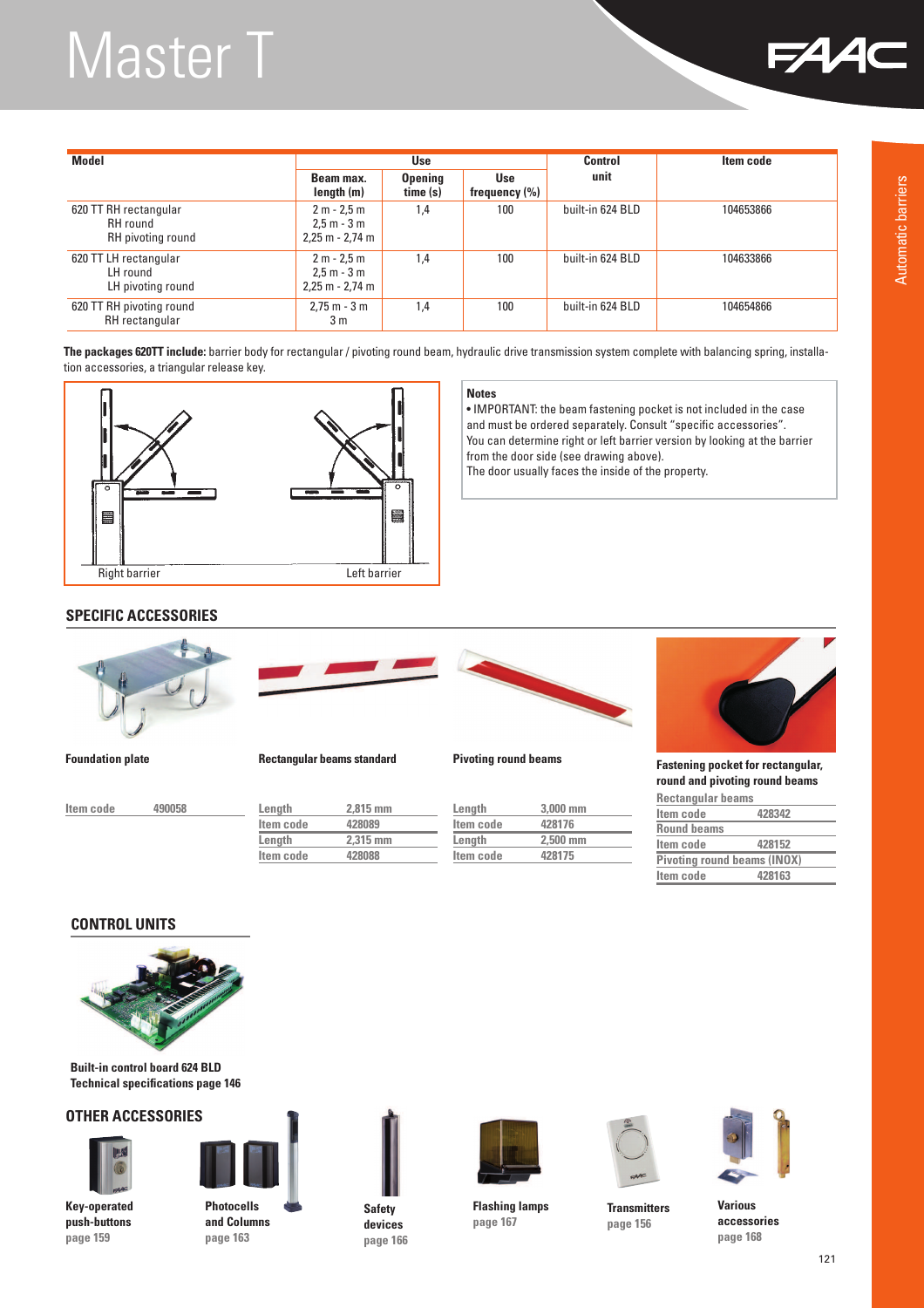# Master T

| Model | Use | | | Control unit | Item code |
|---|---|---|---|---|---|
| | Beam max. length (m) | Opening time (s) | Use frequency (%) | | |
| 620 TT RH rectangular<br>RH round<br>RH pivoting round | 2 m - 2,5 m<br>2,5 m - 3 m<br>2,25 m - 2,74 m | 1,4 | 100 | built-in 624 BLD | 104653866 |
| 620 TT LH rectangular<br>LH round<br>LH pivoting round | 2 m - 2,5 m<br>2,5 m - 3 m<br>2,25 m - 2,74 m | 1,4 | 100 | built-in 624 BLD | 104633866 |
| 620 TT RH pivoting round<br>RH rectangular | 2,75 m - 3 m<br>3 m | 1,4 | 100 | built-in 624 BLD | 104654866 |

**The packages 620TT include:** barrier body for rectangular / pivoting round beam, hydraulic drive transmission system complete with balancing spring, installation accessories, a triangular release key.

Right barrier

Left barrier

**Notes**

• IMPORTANT: the beam fastening pocket is not included in the case and must be ordered separately. Consult "specific accessories".
You can determine right or left barrier version by looking at the barrier from the door side (see drawing above).
The door usually faces the inside of the property.

## SPECIFIC ACCESSORIES

**Foundation plate**

| | |
|---|---|
| Item code | 490058 |

**Rectangular beams standard**

| | |
|---|---|
| Length | 2,815 mm |
| Item code | 428089 |
| Length | 2,315 mm |
| Item code | 428088 |

**Pivoting round beams**

| | |
|---|---|
| Length | 3,000 mm |
| Item code | 428176 |
| Length | 2,500 mm |
| Item code | 428175 |

**Fastening pocket for rectangular, round and pivoting round beams**

| | |
|---|---|
| Rectangular beams | |
| Item code | 428342 |
| Round beams | |
| Item code | 428152 |
| Pivoting round beams (INOX) | |
| Item code | 428163 |

## CONTROL UNITS

**Built-in control board 624 BLD**
**Technical specifications page 146**

## OTHER ACCESSORIES

**Key-operated push-buttons**
page 159

**Photocells and Columns**
page 163

**Safety devices**
page 166

**Flashing lamps**
page 167

**Transmitters**
page 156

**Various accessories**
page 168